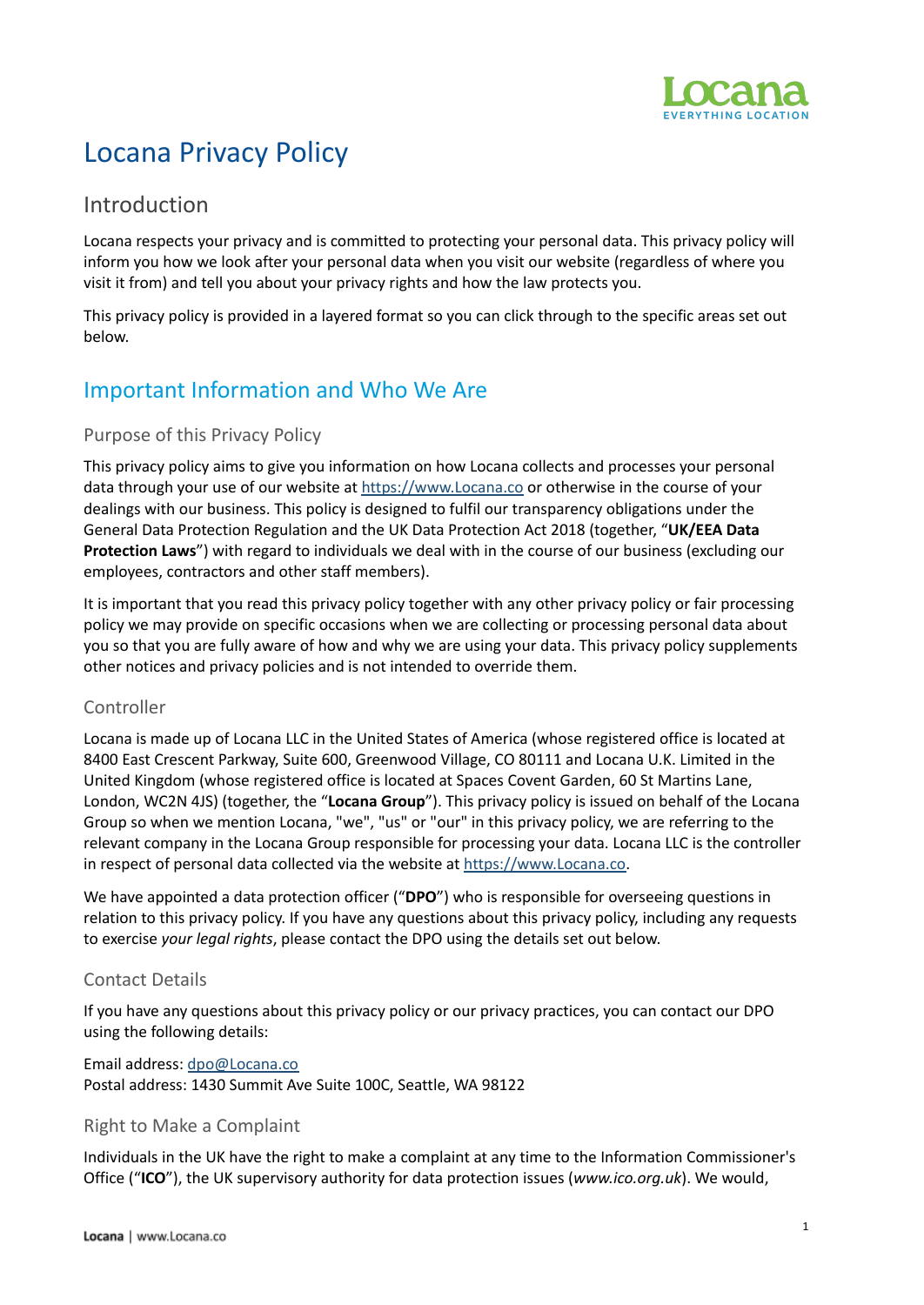# Locana Privacy Policy

## Introduction

Locana respects your privacy and is committed to protecting your personal data. This privacy policy will inform you how we look after your personal data when you visit our website (regardless of where you visit it from) and tell you about your privacy rights and how the law protects you.

This privacy policy is provided in a layered format so you can click through to the specific areas set out below.

## Important Information and Who We Are

### Purpose of this Privacy Policy

This privacy policy aims to give you information on how Locana collects and processes your personal data through your use of our website at https://www.Locana.co or otherwise in the course of your dealings with our business. This policy is designed to fulfil our transparency obligations under the General Data Protection Regulation and the UK Data Protection Act 2018 (together, "**UK/EEA Data Protection Laws**") with regard to individuals we deal with in the course of our business (excluding our employees, contractors and other staff members).

It is important that you read this privacy policy together with any other privacy policy or fair processing policy we may provide on specific occasions when we are collecting or processing personal data about you so that you are fully aware of how and why we are using your data. This privacy policy supplements other notices and privacy policies and is not intended to override them.

### Controller

Locana is made up of Locana LLC in the United States of America (whose registered office is located at 8400 East Crescent Parkway, Suite 600, Greenwood Village, CO 80111 and Locana U.K. Limited in the United Kingdom (whose registered office is located at Spaces Covent Garden, 60 St Martins Lane, London, WC2N 4JS) (together, the "**Locana Group**"). This privacy policy is issued on behalf of the Locana Group so when we mention Locana, "we", "us" or "our" in this privacy policy, we are referring to the relevant company in the Locana Group responsible for processing your data. Locana LLC is the controller in respect of personal data collected via the website at https://www.Locana.co.

We have appointed a data protection officer ("**DPO**") who is responsible for overseeing questions in relation to this privacy policy. If you have any questions about this privacy policy, including any requests to exercise *your legal rights*, please contact the DPO using the details set out below.

### Contact Details

If you have any questions about this privacy policy or our privacy practices, you can contact our DPO using the following details:

Email address: dpo@Locana.co
Postal address: 1430 Summit Ave Suite 100C, Seattle, WA 98122

### Right to Make a Complaint

Individuals in the UK have the right to make a complaint at any time to the Information Commissioner's Office ("**ICO**"), the UK supervisory authority for data protection issues (*www.ico.org.uk*). We would,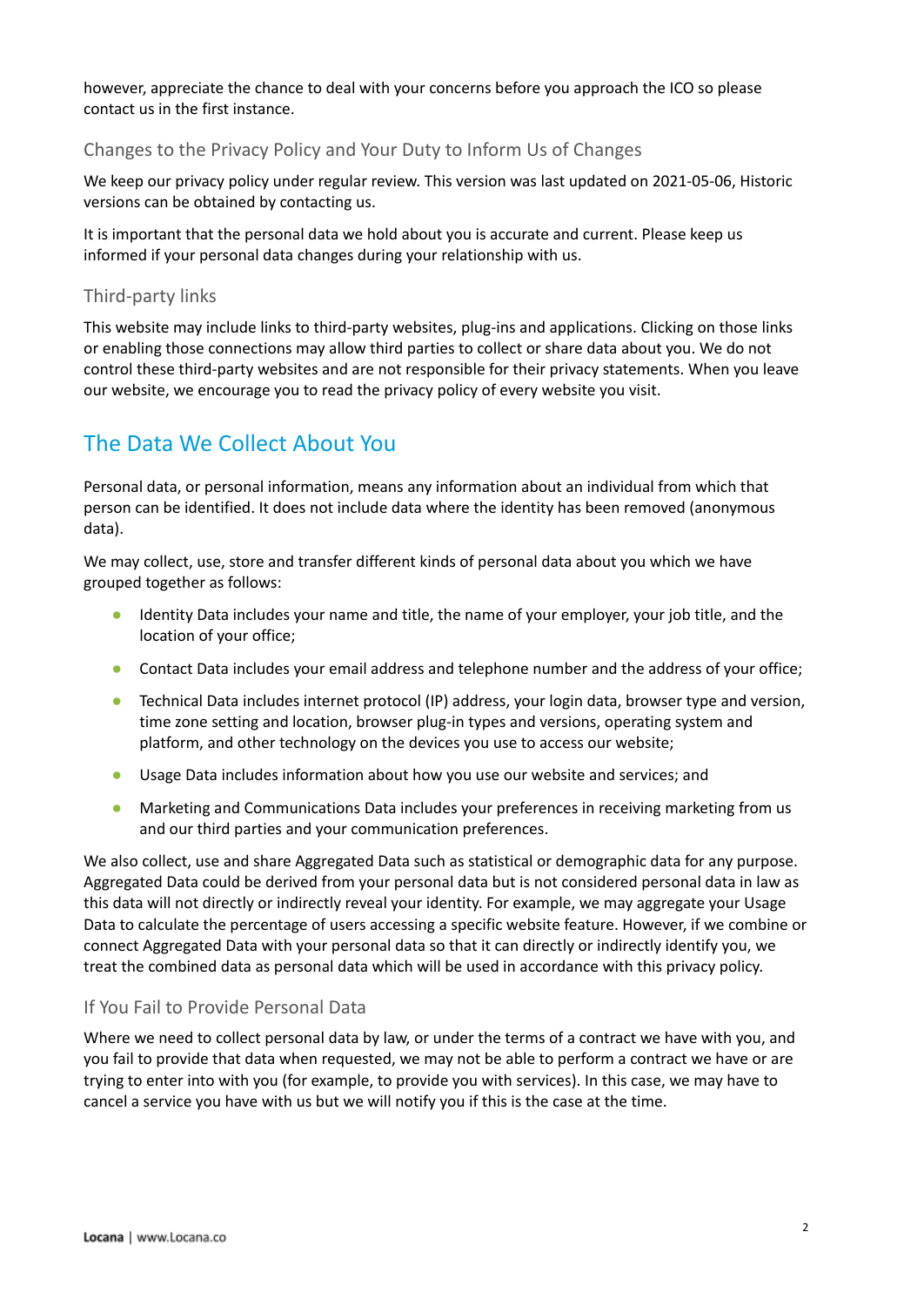however, appreciate the chance to deal with your concerns before you approach the ICO so please contact us in the first instance.

### Changes to the Privacy Policy and Your Duty to Inform Us of Changes

We keep our privacy policy under regular review. This version was last updated on 2021-05-06, Historic versions can be obtained by contacting us.

It is important that the personal data we hold about you is accurate and current. Please keep us informed if your personal data changes during your relationship with us.

### Third-party links

This website may include links to third-party websites, plug-ins and applications. Clicking on those links or enabling those connections may allow third parties to collect or share data about you. We do not control these third-party websites and are not responsible for their privacy statements. When you leave our website, we encourage you to read the privacy policy of every website you visit.

## The Data We Collect About You

Personal data, or personal information, means any information about an individual from which that person can be identified. It does not include data where the identity has been removed (anonymous data).

We may collect, use, store and transfer different kinds of personal data about you which we have grouped together as follows:

- Identity Data includes your name and title, the name of your employer, your job title, and the location of your office;
- Contact Data includes your email address and telephone number and the address of your office;
- Technical Data includes internet protocol (IP) address, your login data, browser type and version, time zone setting and location, browser plug-in types and versions, operating system and platform, and other technology on the devices you use to access our website;
- Usage Data includes information about how you use our website and services; and
- Marketing and Communications Data includes your preferences in receiving marketing from us and our third parties and your communication preferences.

We also collect, use and share Aggregated Data such as statistical or demographic data for any purpose. Aggregated Data could be derived from your personal data but is not considered personal data in law as this data will not directly or indirectly reveal your identity. For example, we may aggregate your Usage Data to calculate the percentage of users accessing a specific website feature. However, if we combine or connect Aggregated Data with your personal data so that it can directly or indirectly identify you, we treat the combined data as personal data which will be used in accordance with this privacy policy.

### If You Fail to Provide Personal Data

Where we need to collect personal data by law, or under the terms of a contract we have with you, and you fail to provide that data when requested, we may not be able to perform a contract we have or are trying to enter into with you (for example, to provide you with services). In this case, we may have to cancel a service you have with us but we will notify you if this is the case at the time.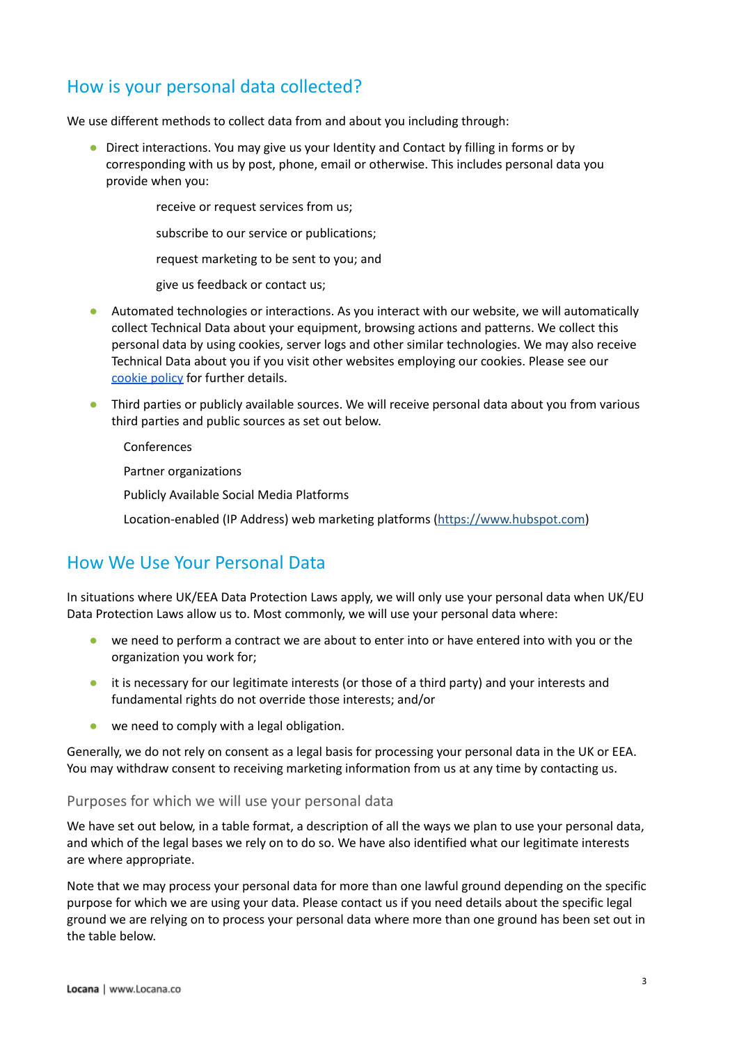## How is your personal data collected?

We use different methods to collect data from and about you including through:

- Direct interactions. You may give us your Identity and Contact by filling in forms or by corresponding with us by post, phone, email or otherwise. This includes personal data you provide when you:
    - receive or request services from us;
    - subscribe to our service or publications;
    - request marketing to be sent to you; and
    - give us feedback or contact us;
- Automated technologies or interactions. As you interact with our website, we will automatically collect Technical Data about your equipment, browsing actions and patterns. We collect this personal data by using cookies, server logs and other similar technologies. We may also receive Technical Data about you if you visit other websites employing our cookies. Please see our [cookie policy]() for further details.
- Third parties or publicly available sources. We will receive personal data about you from various third parties and public sources as set out below.
    - Conferences
    - Partner organizations
    - Publicly Available Social Media Platforms
    - Location-enabled (IP Address) web marketing platforms ([https://www.hubspot.com](https://www.hubspot.com))

## How We Use Your Personal Data

In situations where UK/EEA Data Protection Laws apply, we will only use your personal data when UK/EU Data Protection Laws allow us to. Most commonly, we will use your personal data where:

- we need to perform a contract we are about to enter into or have entered into with you or the organization you work for;
- it is necessary for our legitimate interests (or those of a third party) and your interests and fundamental rights do not override those interests; and/or
- we need to comply with a legal obligation.

Generally, we do not rely on consent as a legal basis for processing your personal data in the UK or EEA. You may withdraw consent to receiving marketing information from us at any time by contacting us.

### Purposes for which we will use your personal data

We have set out below, in a table format, a description of all the ways we plan to use your personal data, and which of the legal bases we rely on to do so. We have also identified what our legitimate interests are where appropriate.

Note that we may process your personal data for more than one lawful ground depending on the specific purpose for which we are using your data. Please contact us if you need details about the specific legal ground we are relying on to process your personal data where more than one ground has been set out in the table below.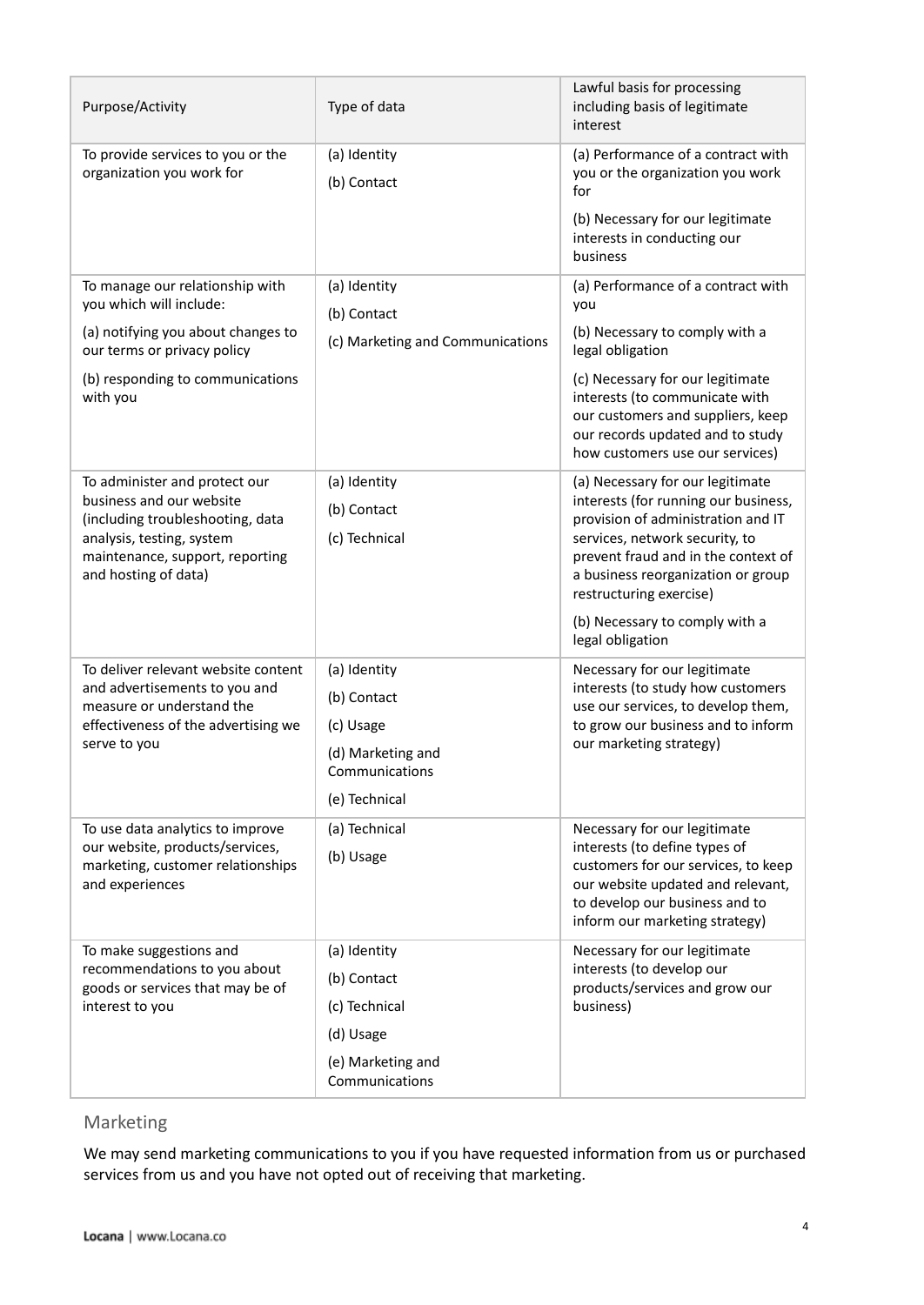| Purpose/Activity | Type of data | Lawful basis for processing including basis of legitimate interest |
|---|---|---|
| To provide services to you or the organization you work for | (a) Identity<br>(b) Contact | (a) Performance of a contract with you or the organization you work for<br>(b) Necessary for our legitimate interests in conducting our business |
| To manage our relationship with you which will include:<br>(a) notifying you about changes to our terms or privacy policy<br>(b) responding to communications with you | (a) Identity<br>(b) Contact<br>(c) Marketing and Communications | (a) Performance of a contract with you<br>(b) Necessary to comply with a legal obligation<br>(c) Necessary for our legitimate interests (to communicate with our customers and suppliers, keep our records updated and to study how customers use our services) |
| To administer and protect our business and our website (including troubleshooting, data analysis, testing, system maintenance, support, reporting and hosting of data) | (a) Identity<br>(b) Contact<br>(c) Technical | (a) Necessary for our legitimate interests (for running our business, provision of administration and IT services, network security, to prevent fraud and in the context of a business reorganization or group restructuring exercise)<br>(b) Necessary to comply with a legal obligation |
| To deliver relevant website content and advertisements to you and measure or understand the effectiveness of the advertising we serve to you | (a) Identity<br>(b) Contact<br>(c) Usage<br>(d) Marketing and Communications<br>(e) Technical | Necessary for our legitimate interests (to study how customers use our services, to develop them, to grow our business and to inform our marketing strategy) |
| To use data analytics to improve our website, products/services, marketing, customer relationships and experiences | (a) Technical<br>(b) Usage | Necessary for our legitimate interests (to define types of customers for our services, to keep our website updated and relevant, to develop our business and to inform our marketing strategy) |
| To make suggestions and recommendations to you about goods or services that may be of interest to you | (a) Identity<br>(b) Contact<br>(c) Technical<br>(d) Usage<br>(e) Marketing and Communications | Necessary for our legitimate interests (to develop our products/services and grow our business) |

## Marketing

We may send marketing communications to you if you have requested information from us or purchased services from us and you have not opted out of receiving that marketing.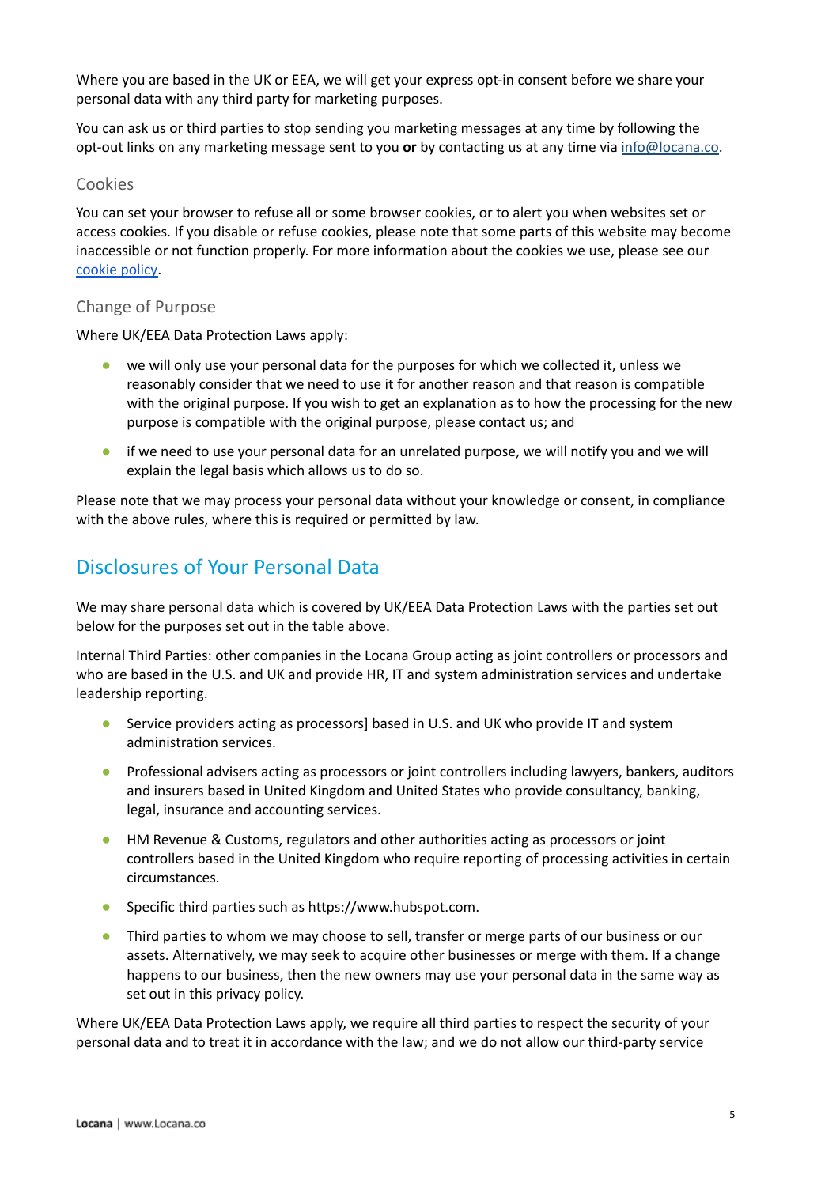Where you are based in the UK or EEA, we will get your express opt-in consent before we share your personal data with any third party for marketing purposes.

You can ask us or third parties to stop sending you marketing messages at any time by following the opt-out links on any marketing message sent to you **or** by contacting us at any time via info@locana.co.

### Cookies

You can set your browser to refuse all or some browser cookies, or to alert you when websites set or access cookies. If you disable or refuse cookies, please note that some parts of this website may become inaccessible or not function properly. For more information about the cookies we use, please see our cookie policy.

### Change of Purpose

Where UK/EEA Data Protection Laws apply:

- we will only use your personal data for the purposes for which we collected it, unless we reasonably consider that we need to use it for another reason and that reason is compatible with the original purpose. If you wish to get an explanation as to how the processing for the new purpose is compatible with the original purpose, please contact us; and
- if we need to use your personal data for an unrelated purpose, we will notify you and we will explain the legal basis which allows us to do so.

Please note that we may process your personal data without your knowledge or consent, in compliance with the above rules, where this is required or permitted by law.

## Disclosures of Your Personal Data

We may share personal data which is covered by UK/EEA Data Protection Laws with the parties set out below for the purposes set out in the table above.

Internal Third Parties: other companies in the Locana Group acting as joint controllers or processors and who are based in the U.S. and UK and provide HR, IT and system administration services and undertake leadership reporting.

- Service providers acting as processors] based in U.S. and UK who provide IT and system administration services.
- Professional advisers acting as processors or joint controllers including lawyers, bankers, auditors and insurers based in United Kingdom and United States who provide consultancy, banking, legal, insurance and accounting services.
- HM Revenue & Customs, regulators and other authorities acting as processors or joint controllers based in the United Kingdom who require reporting of processing activities in certain circumstances.
- Specific third parties such as https://www.hubspot.com.
- Third parties to whom we may choose to sell, transfer or merge parts of our business or our assets. Alternatively, we may seek to acquire other businesses or merge with them. If a change happens to our business, then the new owners may use your personal data in the same way as set out in this privacy policy.

Where UK/EEA Data Protection Laws apply, we require all third parties to respect the security of your personal data and to treat it in accordance with the law; and we do not allow our third-party service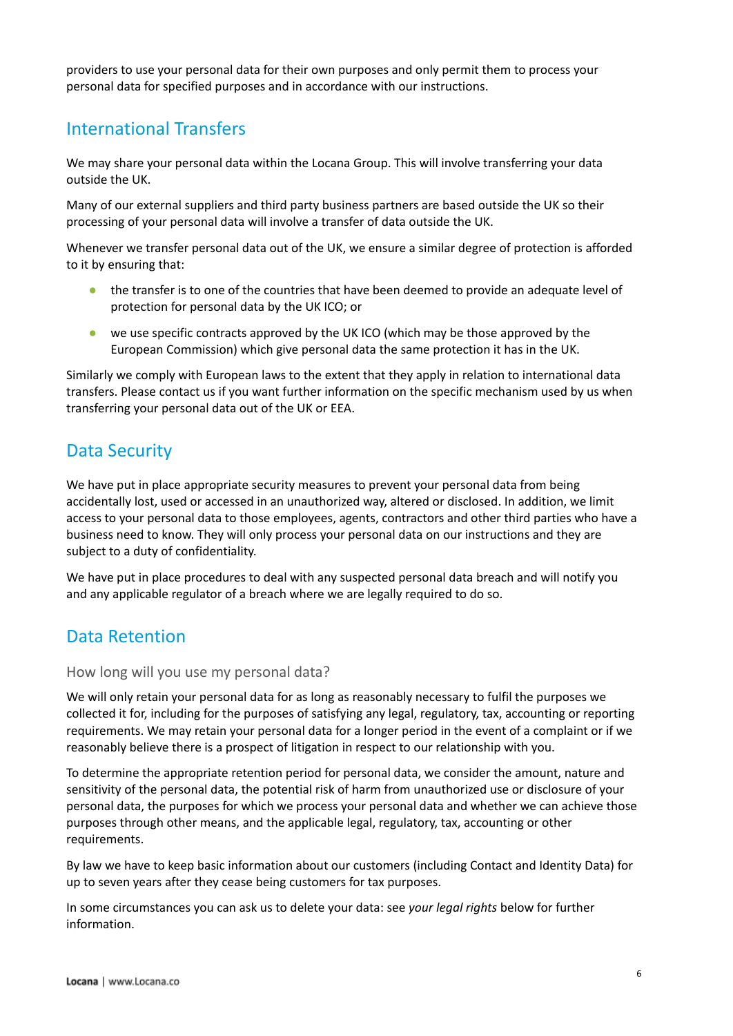providers to use your personal data for their own purposes and only permit them to process your personal data for specified purposes and in accordance with our instructions.

## International Transfers

We may share your personal data within the Locana Group. This will involve transferring your data outside the UK.

Many of our external suppliers and third party business partners are based outside the UK so their processing of your personal data will involve a transfer of data outside the UK.

Whenever we transfer personal data out of the UK, we ensure a similar degree of protection is afforded to it by ensuring that:

- the transfer is to one of the countries that have been deemed to provide an adequate level of protection for personal data by the UK ICO; or
- we use specific contracts approved by the UK ICO (which may be those approved by the European Commission) which give personal data the same protection it has in the UK.

Similarly we comply with European laws to the extent that they apply in relation to international data transfers. Please contact us if you want further information on the specific mechanism used by us when transferring your personal data out of the UK or EEA.

## Data Security

We have put in place appropriate security measures to prevent your personal data from being accidentally lost, used or accessed in an unauthorized way, altered or disclosed. In addition, we limit access to your personal data to those employees, agents, contractors and other third parties who have a business need to know. They will only process your personal data on our instructions and they are subject to a duty of confidentiality.

We have put in place procedures to deal with any suspected personal data breach and will notify you and any applicable regulator of a breach where we are legally required to do so.

## Data Retention

### How long will you use my personal data?

We will only retain your personal data for as long as reasonably necessary to fulfil the purposes we collected it for, including for the purposes of satisfying any legal, regulatory, tax, accounting or reporting requirements. We may retain your personal data for a longer period in the event of a complaint or if we reasonably believe there is a prospect of litigation in respect to our relationship with you.

To determine the appropriate retention period for personal data, we consider the amount, nature and sensitivity of the personal data, the potential risk of harm from unauthorized use or disclosure of your personal data, the purposes for which we process your personal data and whether we can achieve those purposes through other means, and the applicable legal, regulatory, tax, accounting or other requirements.

By law we have to keep basic information about our customers (including Contact and Identity Data) for up to seven years after they cease being customers for tax purposes.

In some circumstances you can ask us to delete your data: see *your legal rights* below for further information.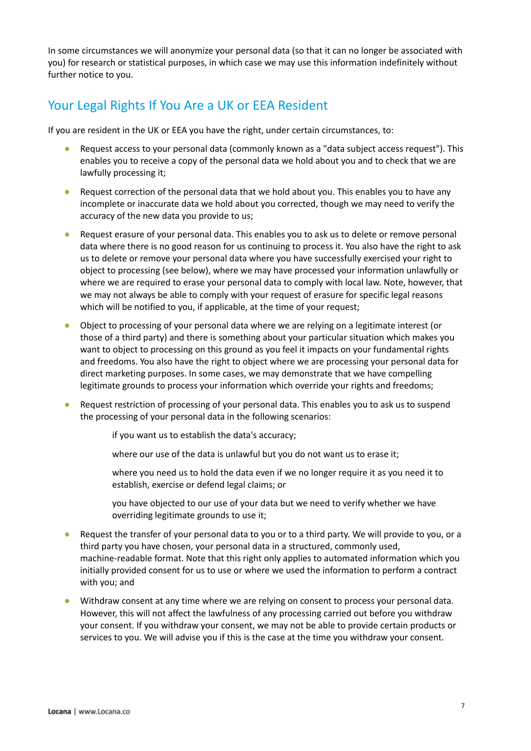In some circumstances we will anonymize your personal data (so that it can no longer be associated with you) for research or statistical purposes, in which case we may use this information indefinitely without further notice to you.

## Your Legal Rights If You Are a UK or EEA Resident

If you are resident in the UK or EEA you have the right, under certain circumstances, to:

- Request access to your personal data (commonly known as a "data subject access request"). This enables you to receive a copy of the personal data we hold about you and to check that we are lawfully processing it;
- Request correction of the personal data that we hold about you. This enables you to have any incomplete or inaccurate data we hold about you corrected, though we may need to verify the accuracy of the new data you provide to us;
- Request erasure of your personal data. This enables you to ask us to delete or remove personal data where there is no good reason for us continuing to process it. You also have the right to ask us to delete or remove your personal data where you have successfully exercised your right to object to processing (see below), where we may have processed your information unlawfully or where we are required to erase your personal data to comply with local law. Note, however, that we may not always be able to comply with your request of erasure for specific legal reasons which will be notified to you, if applicable, at the time of your request;
- Object to processing of your personal data where we are relying on a legitimate interest (or those of a third party) and there is something about your particular situation which makes you want to object to processing on this ground as you feel it impacts on your fundamental rights and freedoms. You also have the right to object where we are processing your personal data for direct marketing purposes. In some cases, we may demonstrate that we have compelling legitimate grounds to process your information which override your rights and freedoms;
- Request restriction of processing of your personal data. This enables you to ask us to suspend the processing of your personal data in the following scenarios:

    if you want us to establish the data's accuracy;

    where our use of the data is unlawful but you do not want us to erase it;

    where you need us to hold the data even if we no longer require it as you need it to establish, exercise or defend legal claims; or

    you have objected to our use of your data but we need to verify whether we have overriding legitimate grounds to use it;

- Request the transfer of your personal data to you or to a third party. We will provide to you, or a third party you have chosen, your personal data in a structured, commonly used, machine-readable format. Note that this right only applies to automated information which you initially provided consent for us to use or where we used the information to perform a contract with you; and
- Withdraw consent at any time where we are relying on consent to process your personal data. However, this will not affect the lawfulness of any processing carried out before you withdraw your consent. If you withdraw your consent, we may not be able to provide certain products or services to you. We will advise you if this is the case at the time you withdraw your consent.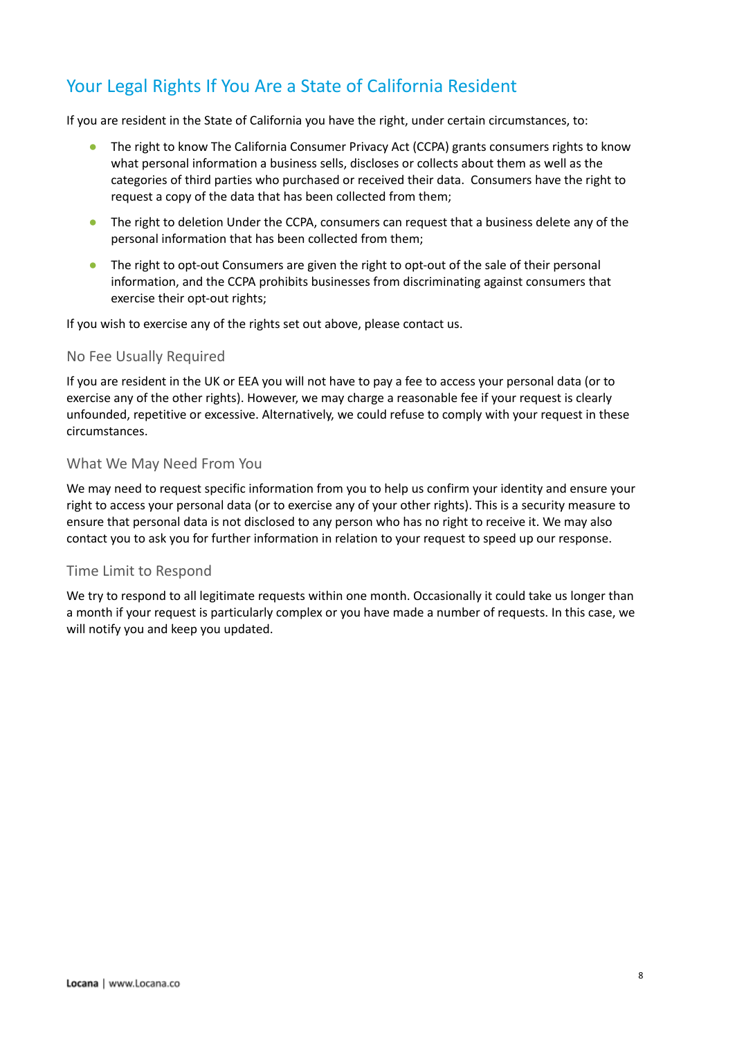## Your Legal Rights If You Are a State of California Resident

If you are resident in the State of California you have the right, under certain circumstances, to:

- The right to know The California Consumer Privacy Act (CCPA) grants consumers rights to know what personal information a business sells, discloses or collects about them as well as the categories of third parties who purchased or received their data.  Consumers have the right to request a copy of the data that has been collected from them;
- The right to deletion Under the CCPA, consumers can request that a business delete any of the personal information that has been collected from them;
- The right to opt-out Consumers are given the right to opt-out of the sale of their personal information, and the CCPA prohibits businesses from discriminating against consumers that exercise their opt-out rights;

If you wish to exercise any of the rights set out above, please contact us.

### No Fee Usually Required

If you are resident in the UK or EEA you will not have to pay a fee to access your personal data (or to exercise any of the other rights). However, we may charge a reasonable fee if your request is clearly unfounded, repetitive or excessive. Alternatively, we could refuse to comply with your request in these circumstances.

### What We May Need From You

We may need to request specific information from you to help us confirm your identity and ensure your right to access your personal data (or to exercise any of your other rights). This is a security measure to ensure that personal data is not disclosed to any person who has no right to receive it. We may also contact you to ask you for further information in relation to your request to speed up our response.

### Time Limit to Respond

We try to respond to all legitimate requests within one month. Occasionally it could take us longer than a month if your request is particularly complex or you have made a number of requests. In this case, we will notify you and keep you updated.